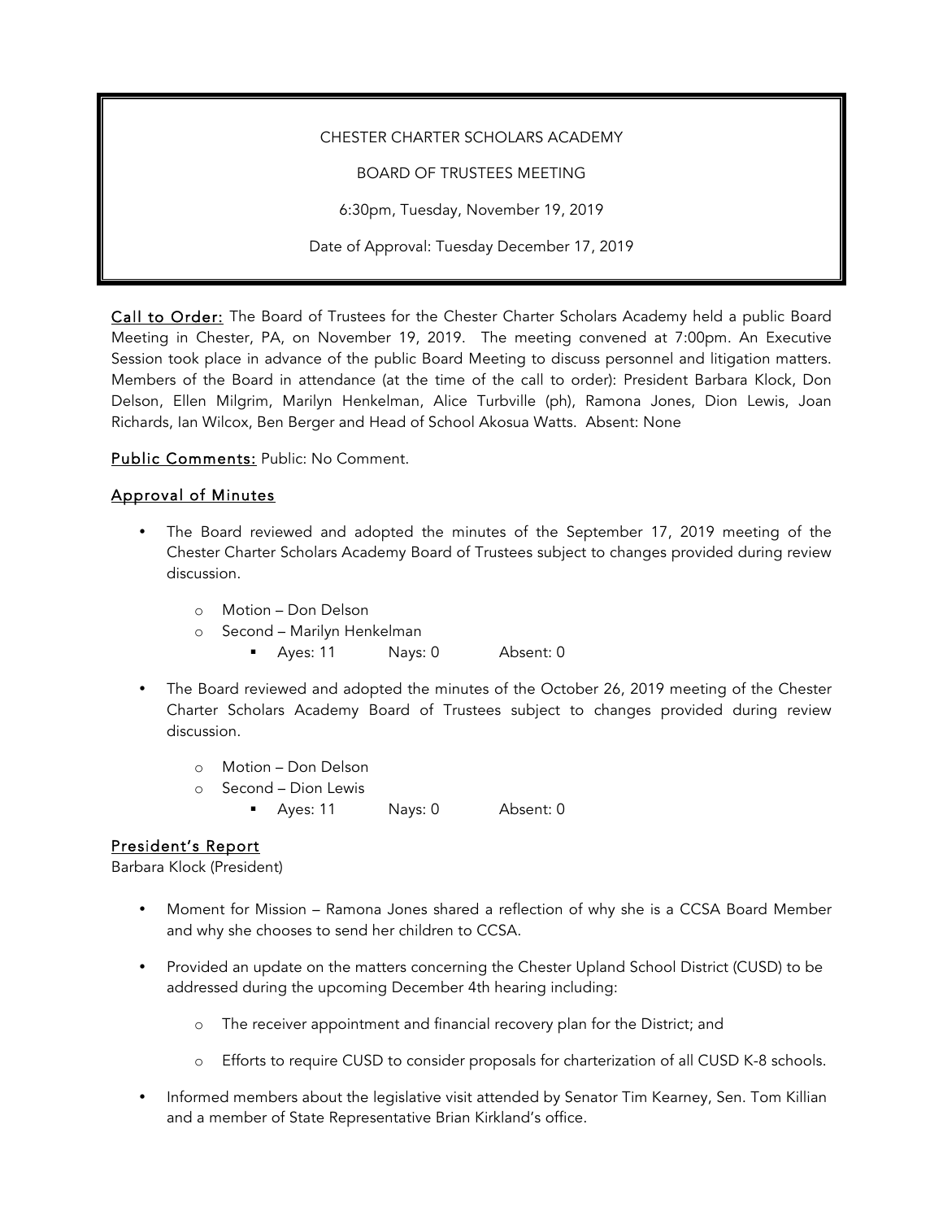CHESTER CHARTER SCHOLARS ACADEMY

BOARD OF TRUSTEES MEETING

6:30pm, Tuesday, November 19, 2019

Date of Approval: Tuesday December 17, 2019

**Call to Order:** The Board of Trustees for the Chester Charter Scholars Academy held a public Board Meeting in Chester, PA, on November 19, 2019. The meeting convened at 7:00pm. An Executive Session took place in advance of the public Board Meeting to discuss personnel and litigation matters. Members of the Board in attendance (at the time of the call to order): President Barbara Klock, Don Delson, Ellen Milgrim, Marilyn Henkelman, Alice Turbville (ph), Ramona Jones, Dion Lewis, Joan Richards, Ian Wilcox, Ben Berger and Head of School Akosua Watts. Absent: None

**Public Comments:** Public: No Comment.

## Approval of Minutes

- The Board reviewed and adopted the minutes of the September 17, 2019 meeting of the Chester Charter Scholars Academy Board of Trustees subject to changes provided during review discussion.
  - Motion – Don Delson
  - Second – Marilyn Henkelman
    - Ayes: 11 Nays: 0 Absent: 0
- The Board reviewed and adopted the minutes of the October 26, 2019 meeting of the Chester Charter Scholars Academy Board of Trustees subject to changes provided during review discussion.
  - Motion – Don Delson
  - Second – Dion Lewis
    - Ayes: 11 Nays: 0 Absent: 0

## President's Report

Barbara Klock (President)

- Moment for Mission – Ramona Jones shared a reflection of why she is a CCSA Board Member and why she chooses to send her children to CCSA.
- Provided an update on the matters concerning the Chester Upland School District (CUSD) to be addressed during the upcoming December 4th hearing including:
  - The receiver appointment and financial recovery plan for the District; and
  - Efforts to require CUSD to consider proposals for charterization of all CUSD K-8 schools.
- Informed members about the legislative visit attended by Senator Tim Kearney, Sen. Tom Killian and a member of State Representative Brian Kirkland's office.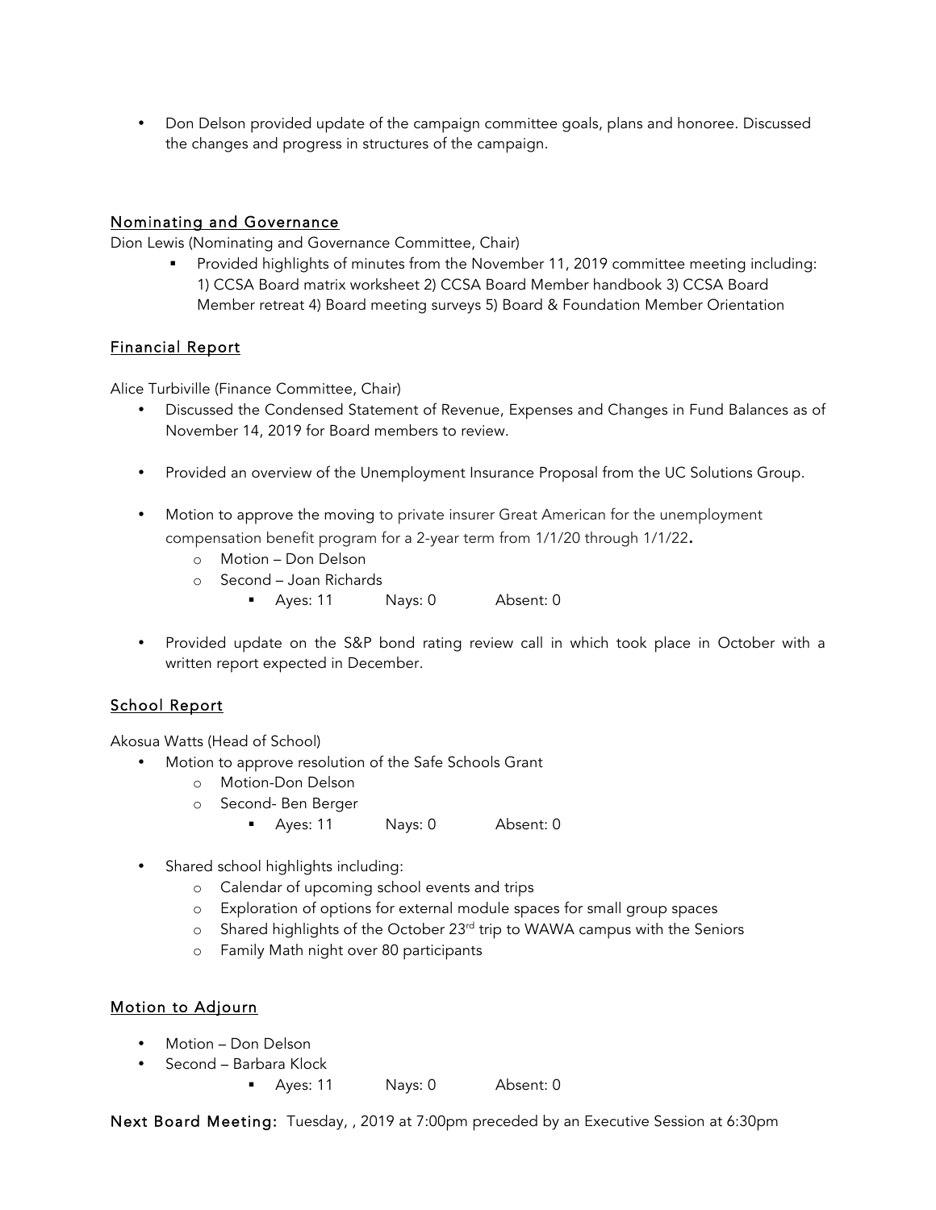- Don Delson provided update of the campaign committee goals, plans and honoree. Discussed the changes and progress in structures of the campaign.

## Nominating and Governance

Dion Lewis (Nominating and Governance Committee, Chair)

- Provided highlights of minutes from the November 11, 2019 committee meeting including: 1) CCSA Board matrix worksheet 2) CCSA Board Member handbook 3) CCSA Board Member retreat 4) Board meeting surveys 5) Board & Foundation Member Orientation

## Financial Report

Alice Turbiville (Finance Committee, Chair)

- Discussed the Condensed Statement of Revenue, Expenses and Changes in Fund Balances as of November 14, 2019 for Board members to review.

- Provided an overview of the Unemployment Insurance Proposal from the UC Solutions Group.

- Motion to approve the moving to private insurer Great American for the unemployment compensation benefit program for a 2-year term from 1/1/20 through 1/1/22.
  - Motion – Don Delson
  - Second – Joan Richards
    - Ayes: 11 Nays: 0 Absent: 0

- Provided update on the S&P bond rating review call in which took place in October with a written report expected in December.

## School Report

Akosua Watts (Head of School)

- Motion to approve resolution of the Safe Schools Grant
  - Motion-Don Delson
  - Second- Ben Berger
    - Ayes: 11 Nays: 0 Absent: 0

- Shared school highlights including:
  - Calendar of upcoming school events and trips
  - Exploration of options for external module spaces for small group spaces
  - Shared highlights of the October 23rd trip to WAWA campus with the Seniors
  - Family Math night over 80 participants

## Motion to Adjourn

- Motion – Don Delson
- Second – Barbara Klock
  - Ayes: 11 Nays: 0 Absent: 0

**Next Board Meeting:** Tuesday, , 2019 at 7:00pm preceded by an Executive Session at 6:30pm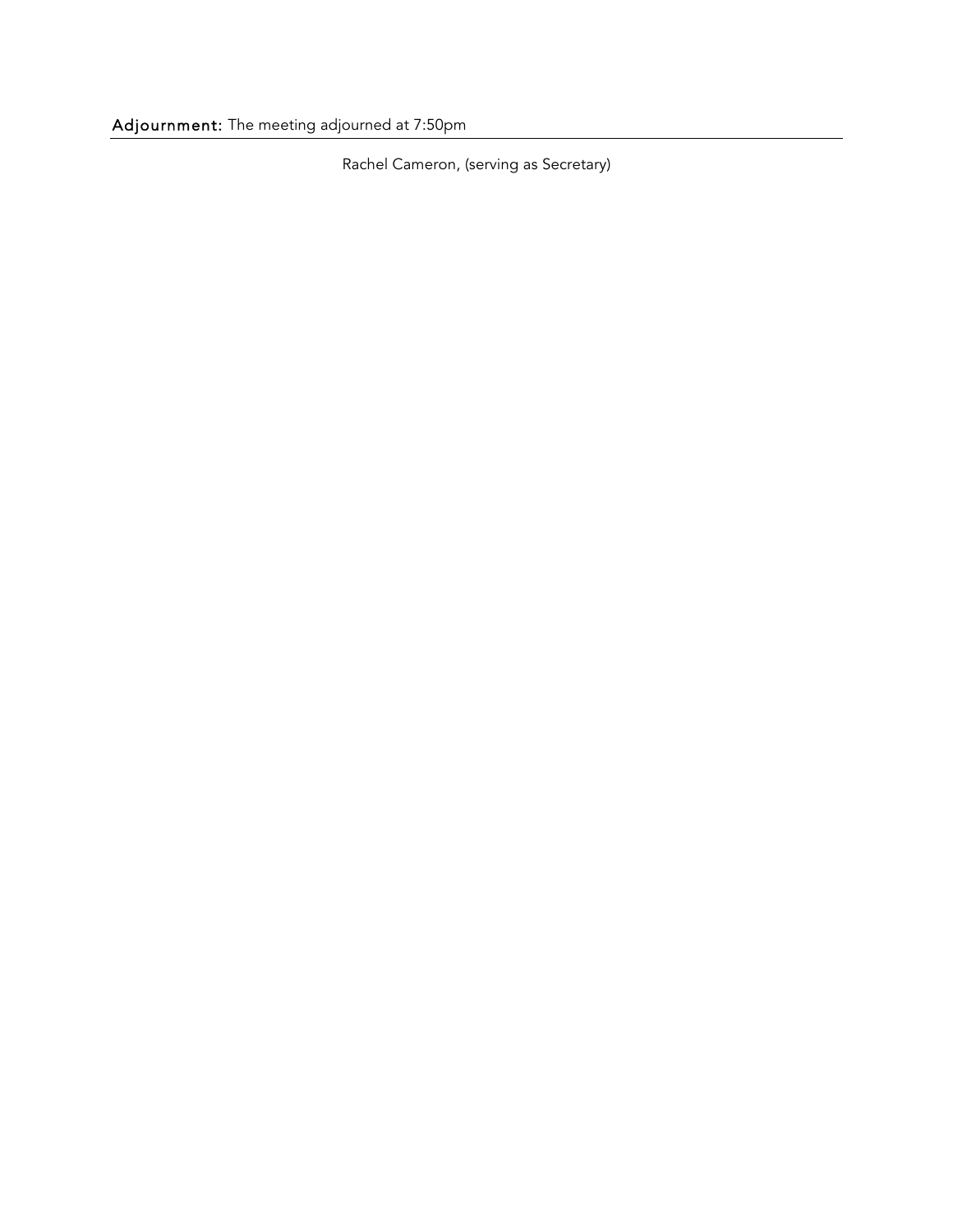**Adjournment:** The meeting adjourned at 7:50pm

---

Rachel Cameron, (serving as Secretary)